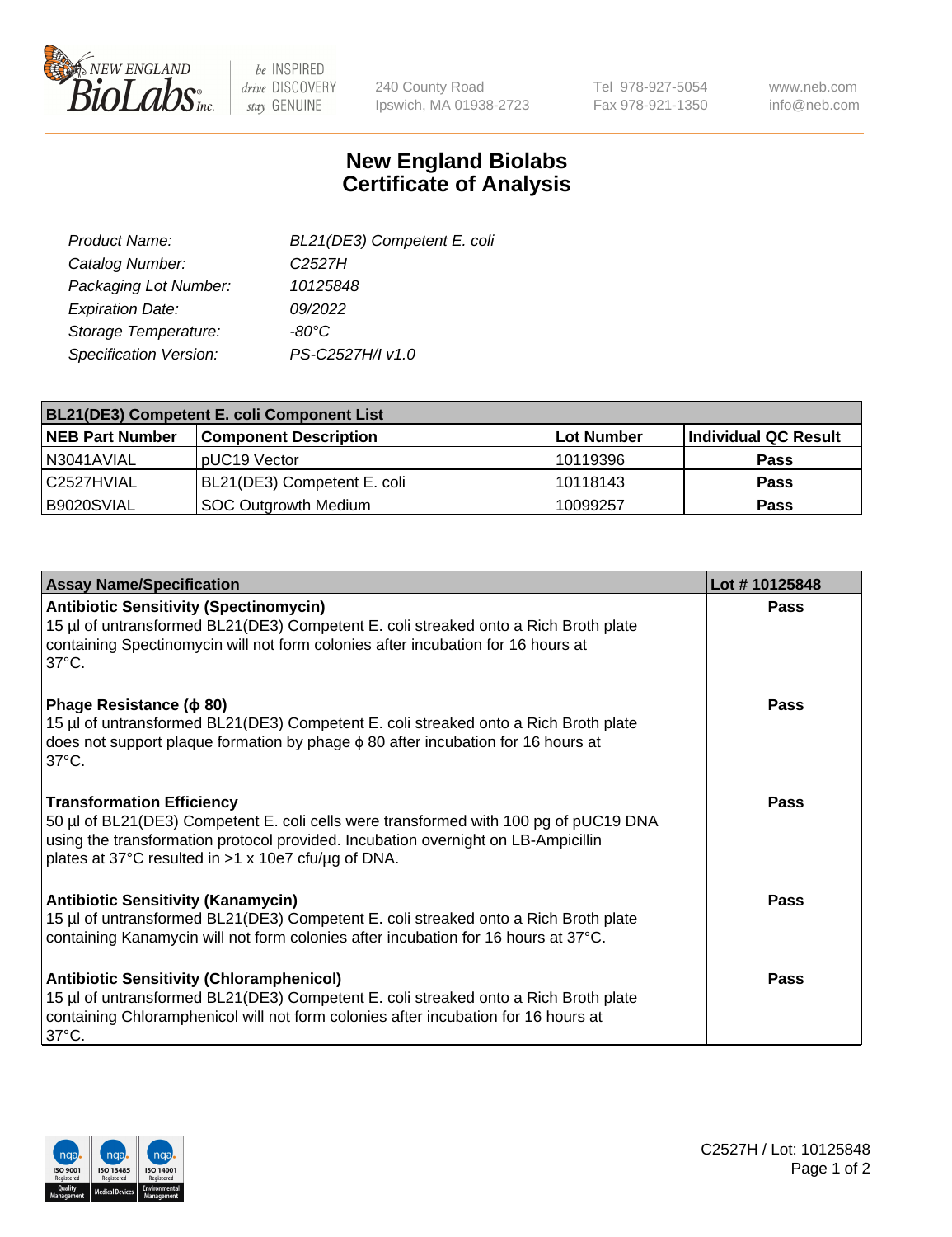# New England Biolabs Certificate of Analysis

| | |
|---|---|
| *Product Name:* | *BL21(DE3) Competent E. coli* |
| *Catalog Number:* | *C2527H* |
| *Packaging Lot Number:* | *10125848* |
| *Expiration Date:* | *09/2022* |
| *Storage Temperature:* | *-80°C* |
| *Specification Version:* | *PS-C2527H/I v1.0* |

| BL21(DE3) Competent E. coli Component List | | | |
|---|---|---|---|
| **NEB Part Number** | **Component Description** | **Lot Number** | **Individual QC Result** |
| N3041AVIAL | pUC19 Vector | 10119396 | **Pass** |
| C2527HVIAL | BL21(DE3) Competent E. coli | 10118143 | **Pass** |
| B9020SVIAL | SOC Outgrowth Medium | 10099257 | **Pass** |

| Assay Name/Specification | Lot # 10125848 |
|---|---|
| **Antibiotic Sensitivity (Spectinomycin)** 15 µl of untransformed BL21(DE3) Competent E. coli streaked onto a Rich Broth plate containing Spectinomycin will not form colonies after incubation for 16 hours at 37°C. | **Pass** |
| **Phage Resistance (ϕ 80)** 15 µl of untransformed BL21(DE3) Competent E. coli streaked onto a Rich Broth plate does not support plaque formation by phage ϕ 80 after incubation for 16 hours at 37°C. | **Pass** |
| **Transformation Efficiency** 50 µl of BL21(DE3) Competent E. coli cells were transformed with 100 pg of pUC19 DNA using the transformation protocol provided. Incubation overnight on LB-Ampicillin plates at 37°C resulted in >1 x 10e7 cfu/µg of DNA. | **Pass** |
| **Antibiotic Sensitivity (Kanamycin)** 15 µl of untransformed BL21(DE3) Competent E. coli streaked onto a Rich Broth plate containing Kanamycin will not form colonies after incubation for 16 hours at 37°C. | **Pass** |
| **Antibiotic Sensitivity (Chloramphenicol)** 15 µl of untransformed BL21(DE3) Competent E. coli streaked onto a Rich Broth plate containing Chloramphenicol will not form colonies after incubation for 16 hours at 37°C. | **Pass** |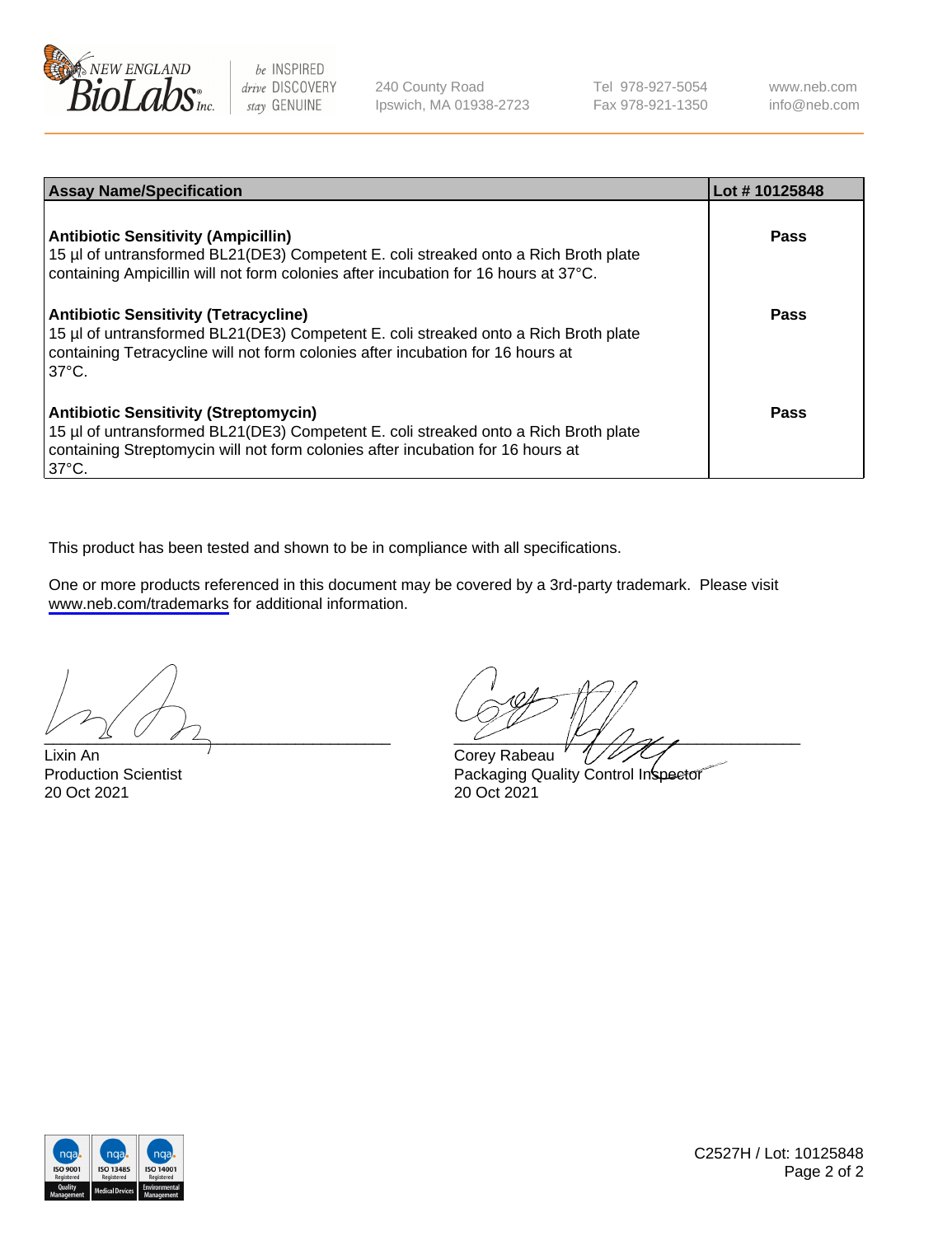| Assay Name/Specification | Lot # 10125848 |
|---|---|
| **Antibiotic Sensitivity (Ampicillin)** 15 µl of untransformed BL21(DE3) Competent E. coli streaked onto a Rich Broth plate containing Ampicillin will not form colonies after incubation for 16 hours at 37°C. | **Pass** |
| **Antibiotic Sensitivity (Tetracycline)** 15 µl of untransformed BL21(DE3) Competent E. coli streaked onto a Rich Broth plate containing Tetracycline will not form colonies after incubation for 16 hours at 37°C. | **Pass** |
| **Antibiotic Sensitivity (Streptomycin)** 15 µl of untransformed BL21(DE3) Competent E. coli streaked onto a Rich Broth plate containing Streptomycin will not form colonies after incubation for 16 hours at 37°C. | **Pass** |

This product has been tested and shown to be in compliance with all specifications.

One or more products referenced in this document may be covered by a 3rd-party trademark. Please visit www.neb.com/trademarks for additional information.

Lixin An
Production Scientist
20 Oct 2021

Corey Rabeau
Packaging Quality Control Inspector
20 Oct 2021

C2527H / Lot: 10125848